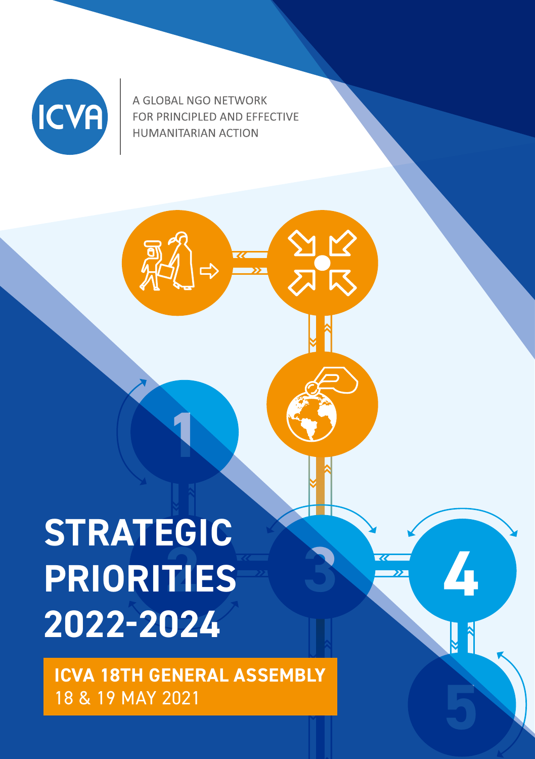ICVA

A GLOBAL NGO NETWORK FOR PRINCIPLED AND EFFECTIVE HUMANITARIAN ACTION

# STRATEGIC PRIORITIES 2022-2024

**ICVA 18TH GENERAL ASSEMBLY**
18 & 19 MAY 2021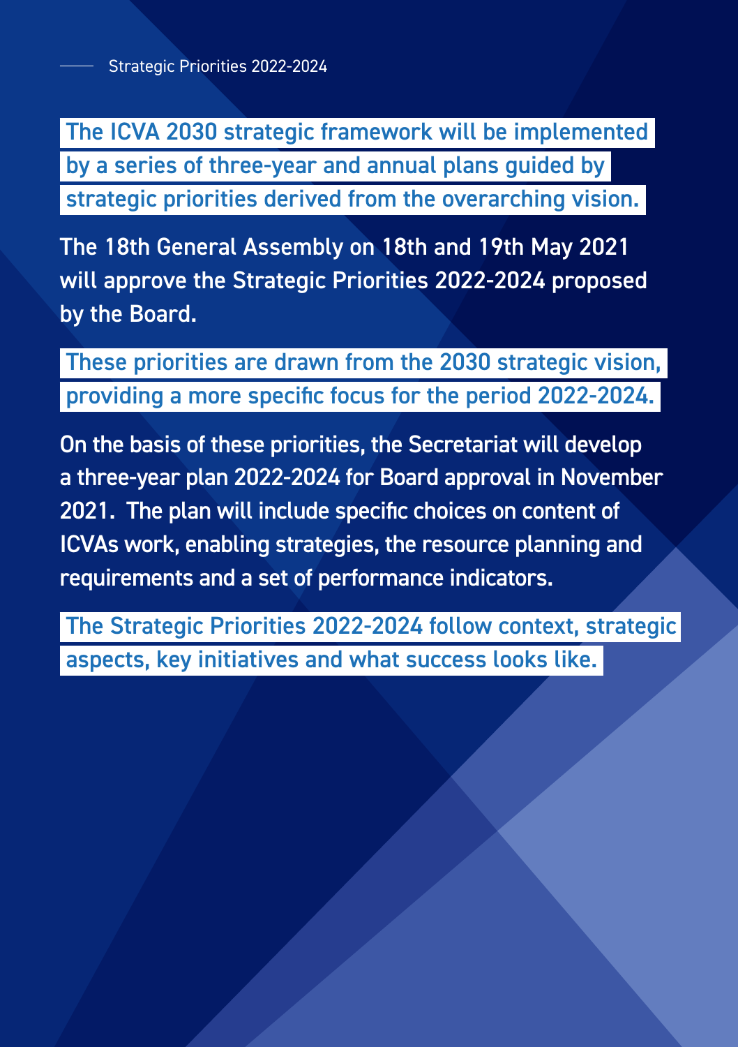## Strategic Priorities 2022-2024

**The ICVA 2030 strategic framework will be implemented by a series of three-year and annual plans guided by strategic priorities derived from the overarching vision.**

The 18th General Assembly on 18th and 19th May 2021 will approve the Strategic Priorities 2022-2024 proposed by the Board.

**These priorities are drawn from the 2030 strategic vision, providing a more specific focus for the period 2022-2024.**

On the basis of these priorities, the Secretariat will develop a three-year plan 2022-2024 for Board approval in November 2021. The plan will include specific choices on content of ICVAs work, enabling strategies, the resource planning and requirements and a set of performance indicators.

**The Strategic Priorities 2022-2024 follow context, strategic aspects, key initiatives and what success looks like.**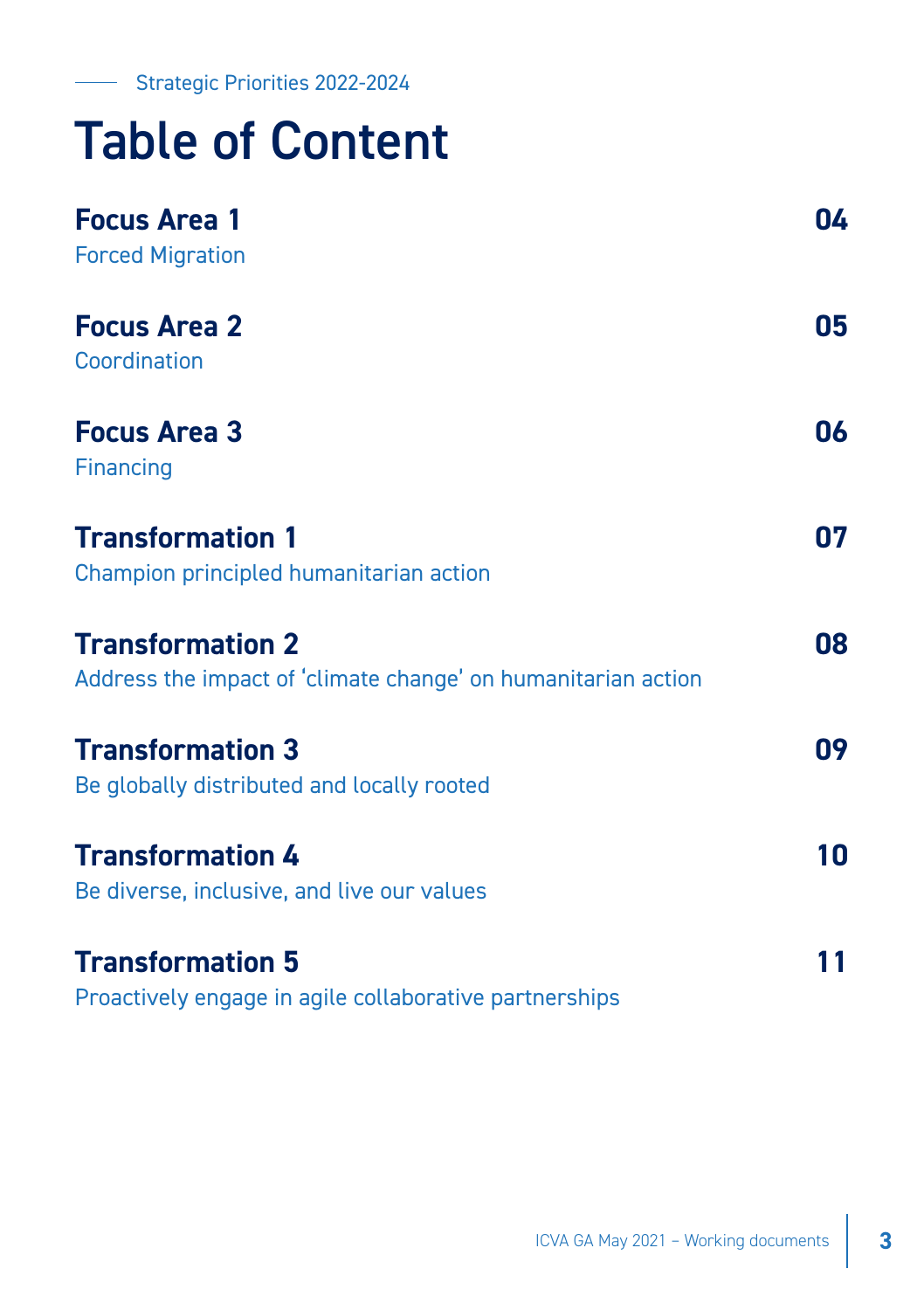Strategic Priorities 2022-2024

# Table of Content

| | |
|---|---|
| **Focus Area 1**<br>Forced Migration | **04** |
| **Focus Area 2**<br>Coordination | **05** |
| **Focus Area 3**<br>Financing | **06** |
| **Transformation 1**<br>Champion principled humanitarian action | **07** |
| **Transformation 2**<br>Address the impact of 'climate change' on humanitarian action | **08** |
| **Transformation 3**<br>Be globally distributed and locally rooted | **09** |
| **Transformation 4**<br>Be diverse, inclusive, and live our values | **10** |
| **Transformation 5**<br>Proactively engage in agile collaborative partnerships | **11** |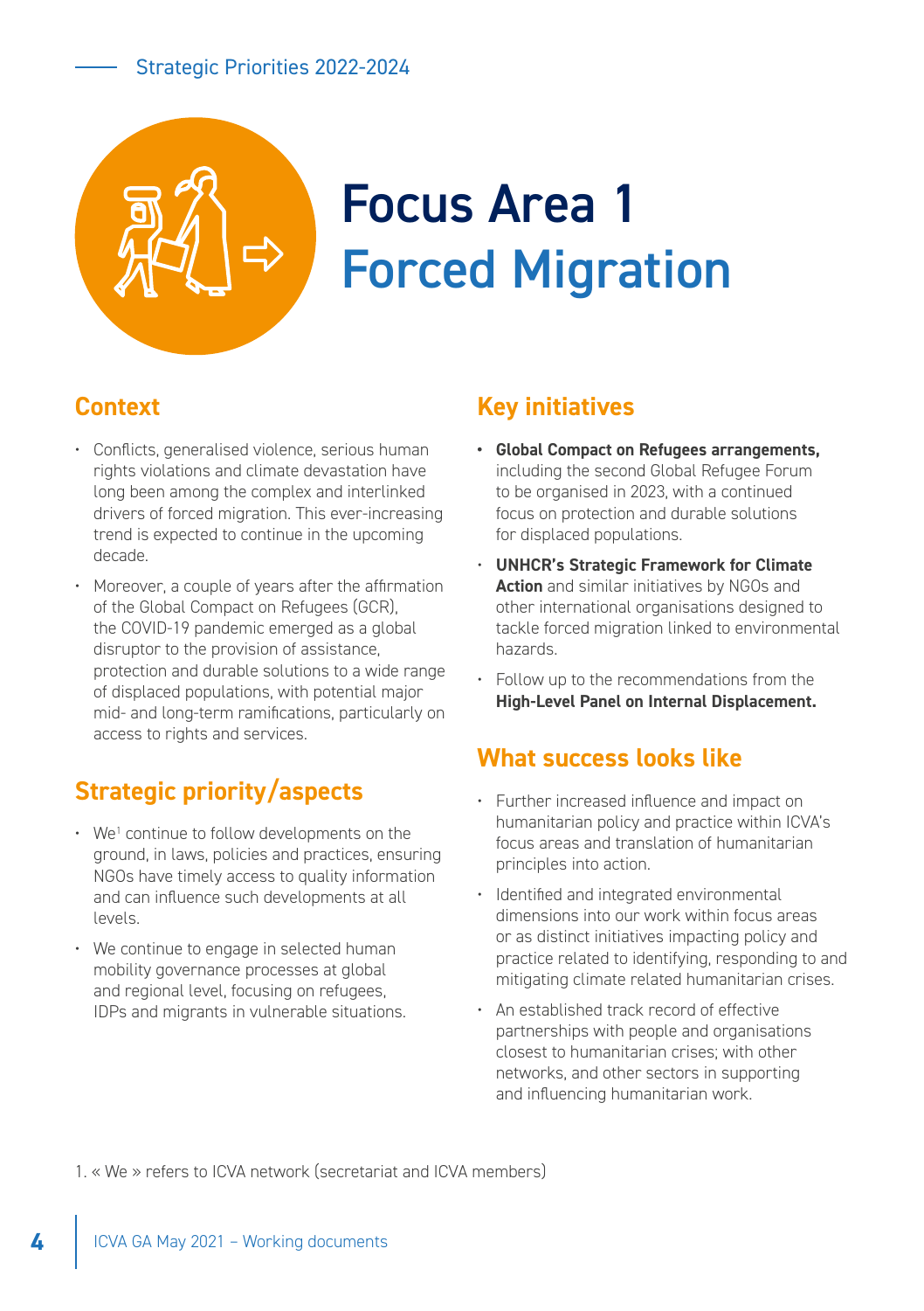# Focus Area 1
# Forced Migration

## Context

- Conflicts, generalised violence, serious human rights violations and climate devastation have long been among the complex and interlinked drivers of forced migration. This ever-increasing trend is expected to continue in the upcoming decade.
- Moreover, a couple of years after the affirmation of the Global Compact on Refugees (GCR), the COVID-19 pandemic emerged as a global disruptor to the provision of assistance, protection and durable solutions to a wide range of displaced populations, with potential major mid- and long-term ramifications, particularly on access to rights and services.

## Strategic priority/aspects

- We[1] continue to follow developments on the ground, in laws, policies and practices, ensuring NGOs have timely access to quality information and can influence such developments at all levels.
- We continue to engage in selected human mobility governance processes at global and regional level, focusing on refugees, IDPs and migrants in vulnerable situations.

## Key initiatives

- **Global Compact on Refugees arrangements,** including the second Global Refugee Forum to be organised in 2023, with a continued focus on protection and durable solutions for displaced populations.
- **UNHCR's Strategic Framework for Climate Action** and similar initiatives by NGOs and other international organisations designed to tackle forced migration linked to environmental hazards.
- Follow up to the recommendations from the **High-Level Panel on Internal Displacement.**

## What success looks like

- Further increased influence and impact on humanitarian policy and practice within ICVA's focus areas and translation of humanitarian principles into action.
- Identified and integrated environmental dimensions into our work within focus areas or as distinct initiatives impacting policy and practice related to identifying, responding to and mitigating climate related humanitarian crises.
- An established track record of effective partnerships with people and organisations closest to humanitarian crises; with other networks, and other sectors in supporting and influencing humanitarian work.

1. « We » refers to ICVA network (secretariat and ICVA members)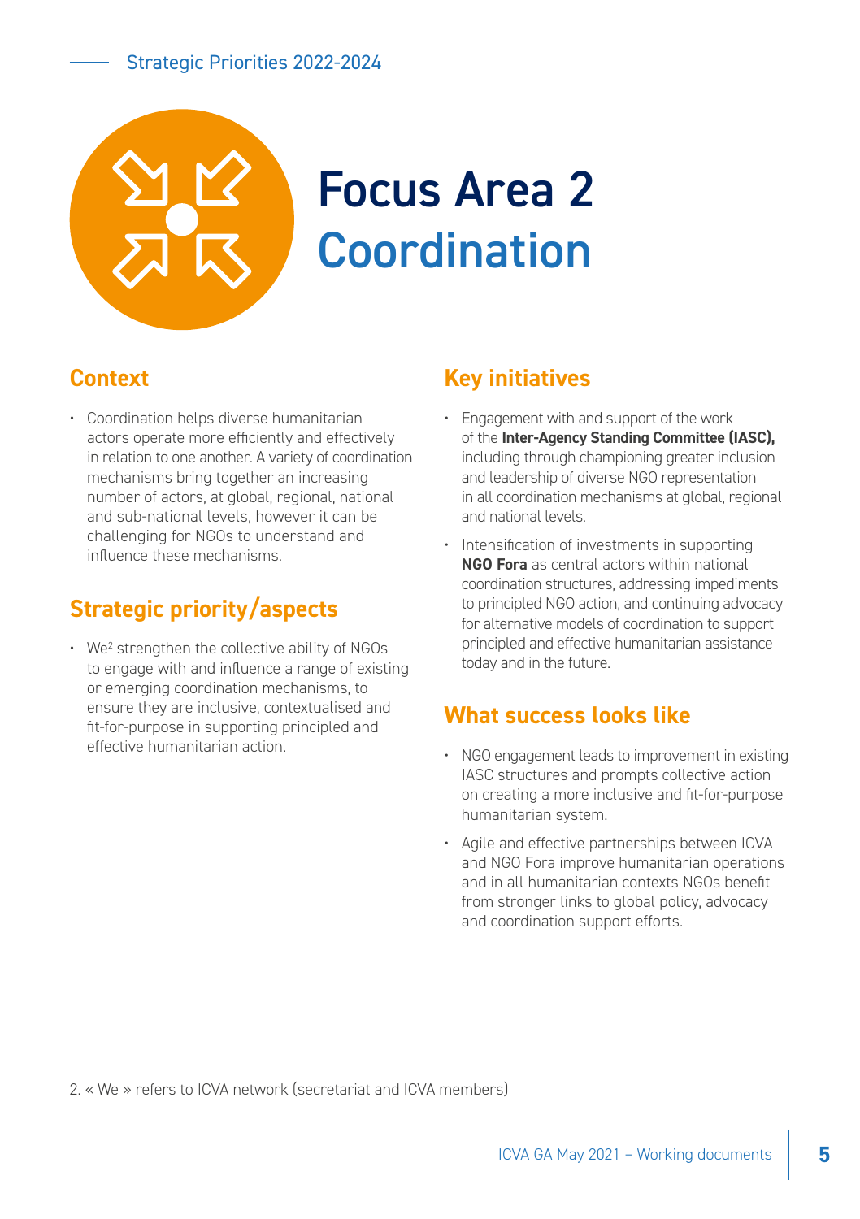# Focus Area 2
# Coordination

## Context

- Coordination helps diverse humanitarian actors operate more efficiently and effectively in relation to one another. A variety of coordination mechanisms bring together an increasing number of actors, at global, regional, national and sub-national levels, however it can be challenging for NGOs to understand and influence these mechanisms.

## Strategic priority/aspects

- We[2] strengthen the collective ability of NGOs to engage with and influence a range of existing or emerging coordination mechanisms, to ensure they are inclusive, contextualised and fit-for-purpose in supporting principled and effective humanitarian action.

## Key initiatives

- Engagement with and support of the work of the **Inter-Agency Standing Committee (IASC),** including through championing greater inclusion and leadership of diverse NGO representation in all coordination mechanisms at global, regional and national levels.
- Intensification of investments in supporting **NGO Fora** as central actors within national coordination structures, addressing impediments to principled NGO action, and continuing advocacy for alternative models of coordination to support principled and effective humanitarian assistance today and in the future.

## What success looks like

- NGO engagement leads to improvement in existing IASC structures and prompts collective action on creating a more inclusive and fit-for-purpose humanitarian system.
- Agile and effective partnerships between ICVA and NGO Fora improve humanitarian operations and in all humanitarian contexts NGOs benefit from stronger links to global policy, advocacy and coordination support efforts.

2. « We » refers to ICVA network (secretariat and ICVA members)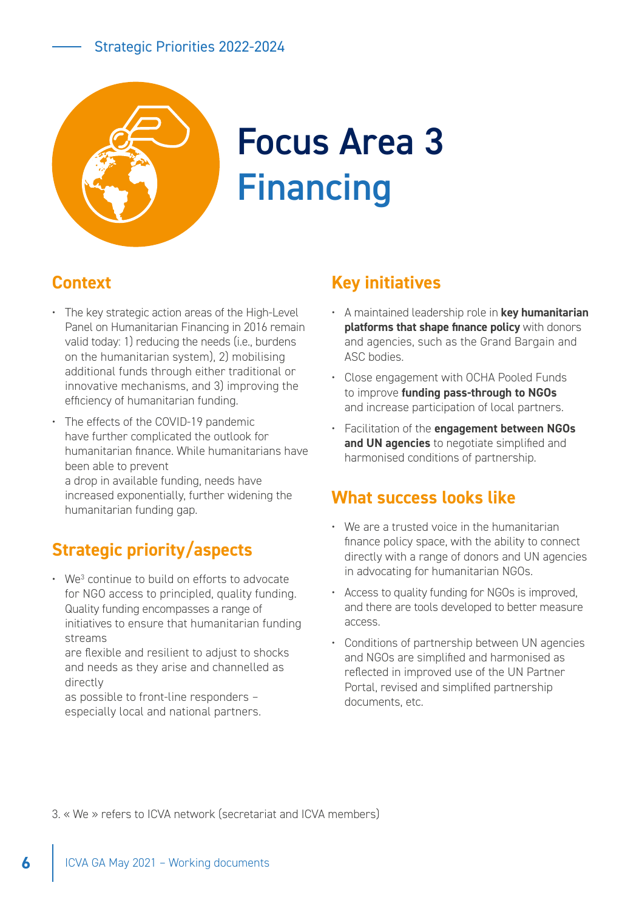# Focus Area 3
# Financing

## Context

- The key strategic action areas of the High-Level Panel on Humanitarian Financing in 2016 remain valid today: 1) reducing the needs (i.e., burdens on the humanitarian system), 2) mobilising additional funds through either traditional or innovative mechanisms, and 3) improving the efficiency of humanitarian funding.
- The effects of the COVID-19 pandemic have further complicated the outlook for humanitarian finance. While humanitarians have been able to prevent a drop in available funding, needs have increased exponentially, further widening the humanitarian funding gap.

## Strategic priority/aspects

- We[3] continue to build on efforts to advocate for NGO access to principled, quality funding. Quality funding encompasses a range of initiatives to ensure that humanitarian funding streams are flexible and resilient to adjust to shocks and needs as they arise and channelled as directly as possible to front-line responders – especially local and national partners.

## Key initiatives

- A maintained leadership role in **key humanitarian platforms that shape finance policy** with donors and agencies, such as the Grand Bargain and ASC bodies.
- Close engagement with OCHA Pooled Funds to improve **funding pass-through to NGOs** and increase participation of local partners.
- Facilitation of the **engagement between NGOs and UN agencies** to negotiate simplified and harmonised conditions of partnership.

## What success looks like

- We are a trusted voice in the humanitarian finance policy space, with the ability to connect directly with a range of donors and UN agencies in advocating for humanitarian NGOs.
- Access to quality funding for NGOs is improved, and there are tools developed to better measure access.
- Conditions of partnership between UN agencies and NGOs are simplified and harmonised as reflected in improved use of the UN Partner Portal, revised and simplified partnership documents, etc.

3. « We » refers to ICVA network (secretariat and ICVA members)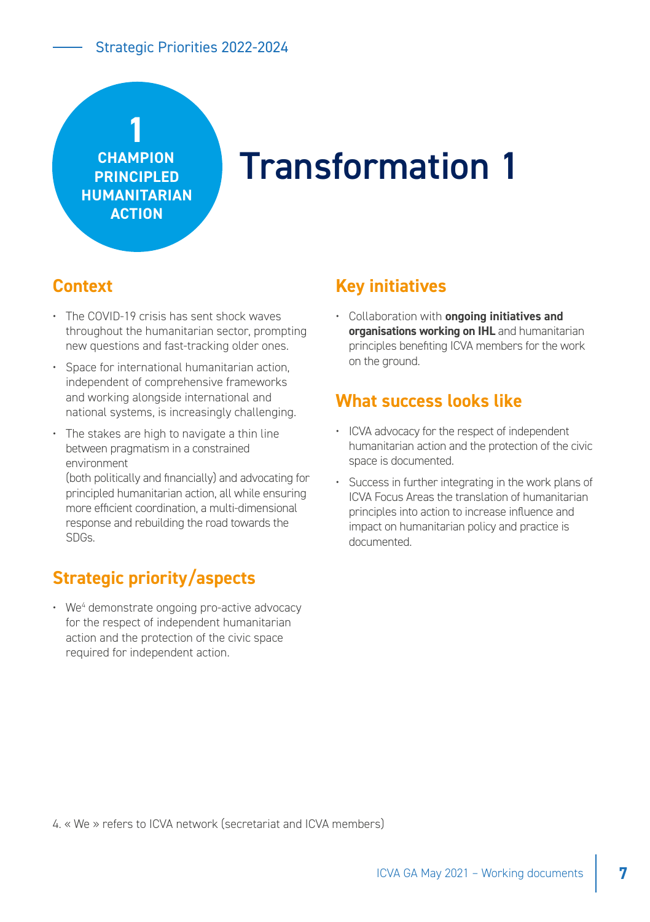1 CHAMPION PRINCIPLED HUMANITARIAN ACTION

# Transformation 1

## Context

- The COVID-19 crisis has sent shock waves throughout the humanitarian sector, prompting new questions and fast-tracking older ones.
- Space for international humanitarian action, independent of comprehensive frameworks and working alongside international and national systems, is increasingly challenging.
- The stakes are high to navigate a thin line between pragmatism in a constrained environment
  (both politically and financially) and advocating for principled humanitarian action, all while ensuring more efficient coordination, a multi-dimensional response and rebuilding the road towards the SDGs.

## Strategic priority/aspects

- We[4] demonstrate ongoing pro-active advocacy for the respect of independent humanitarian action and the protection of the civic space required for independent action.

## Key initiatives

- Collaboration with **ongoing initiatives and organisations working on IHL** and humanitarian principles benefiting ICVA members for the work on the ground.

## What success looks like

- ICVA advocacy for the respect of independent humanitarian action and the protection of the civic space is documented.
- Success in further integrating in the work plans of ICVA Focus Areas the translation of humanitarian principles into action to increase influence and impact on humanitarian policy and practice is documented.

4. « We » refers to ICVA network (secretariat and ICVA members)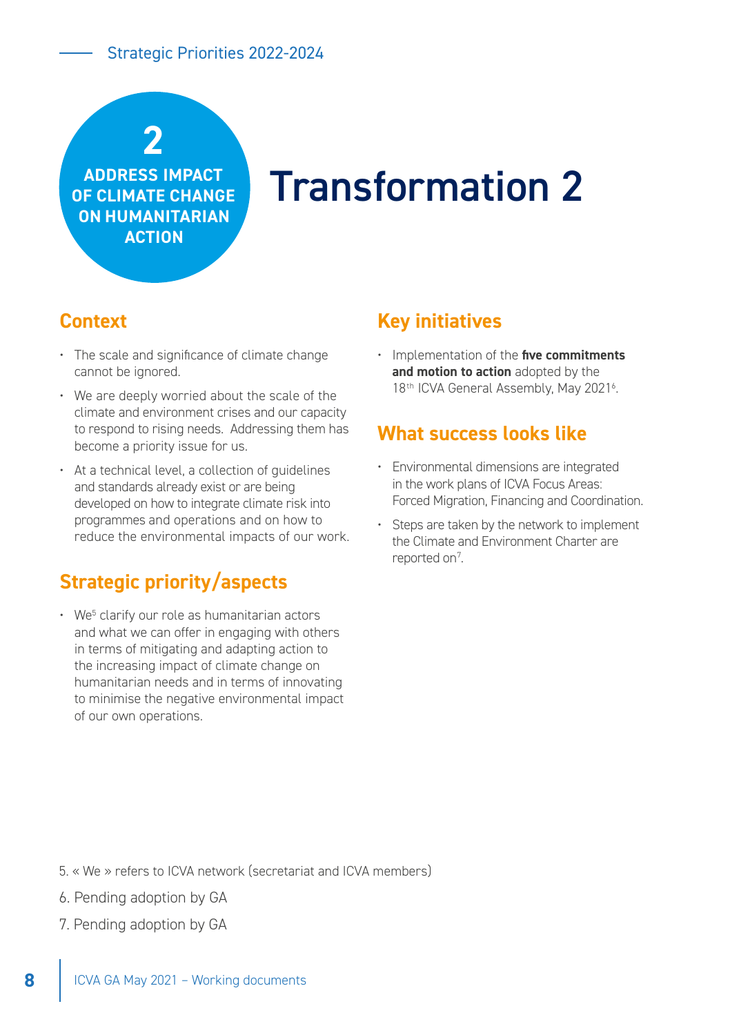**2**
**ADDRESS IMPACT OF CLIMATE CHANGE ON HUMANITARIAN ACTION**

# Transformation 2

## Context

- The scale and significance of climate change cannot be ignored.
- We are deeply worried about the scale of the climate and environment crises and our capacity to respond to rising needs. Addressing them has become a priority issue for us.
- At a technical level, a collection of guidelines and standards already exist or are being developed on how to integrate climate risk into programmes and operations and on how to reduce the environmental impacts of our work.

## Strategic priority/aspects

- We[5] clarify our role as humanitarian actors and what we can offer in engaging with others in terms of mitigating and adapting action to the increasing impact of climate change on humanitarian needs and in terms of innovating to minimise the negative environmental impact of our own operations.

## Key initiatives

- Implementation of the **five commitments and motion to action** adopted by the 18th ICVA General Assembly, May 2021[6].

## What success looks like

- Environmental dimensions are integrated in the work plans of ICVA Focus Areas: Forced Migration, Financing and Coordination.
- Steps are taken by the network to implement the Climate and Environment Charter are reported on[7].

5. « We » refers to ICVA network (secretariat and ICVA members)

6. Pending adoption by GA

7. Pending adoption by GA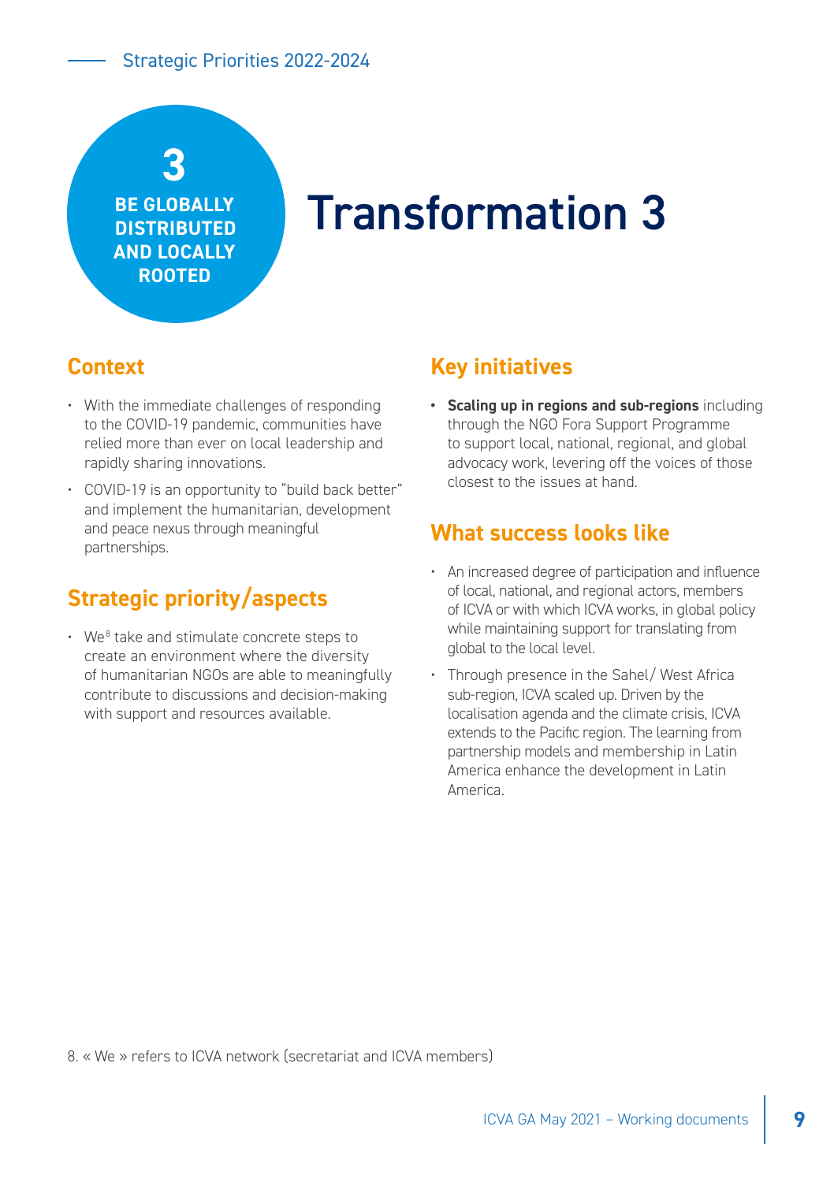**3**
**BE GLOBALLY DISTRIBUTED AND LOCALLY ROOTED**

# Transformation 3

## Context

- With the immediate challenges of responding to the COVID-19 pandemic, communities have relied more than ever on local leadership and rapidly sharing innovations.
- COVID-19 is an opportunity to "build back better" and implement the humanitarian, development and peace nexus through meaningful partnerships.

## Strategic priority/aspects

- We[8] take and stimulate concrete steps to create an environment where the diversity of humanitarian NGOs are able to meaningfully contribute to discussions and decision-making with support and resources available.

## Key initiatives

- **Scaling up in regions and sub-regions** including through the NGO Fora Support Programme to support local, national, regional, and global advocacy work, levering off the voices of those closest to the issues at hand.

## What success looks like

- An increased degree of participation and influence of local, national, and regional actors, members of ICVA or with which ICVA works, in global policy while maintaining support for translating from global to the local level.
- Through presence in the Sahel/ West Africa sub-region, ICVA scaled up. Driven by the localisation agenda and the climate crisis, ICVA extends to the Pacific region. The learning from partnership models and membership in Latin America enhance the development in Latin America.

8. « We » refers to ICVA network (secretariat and ICVA members)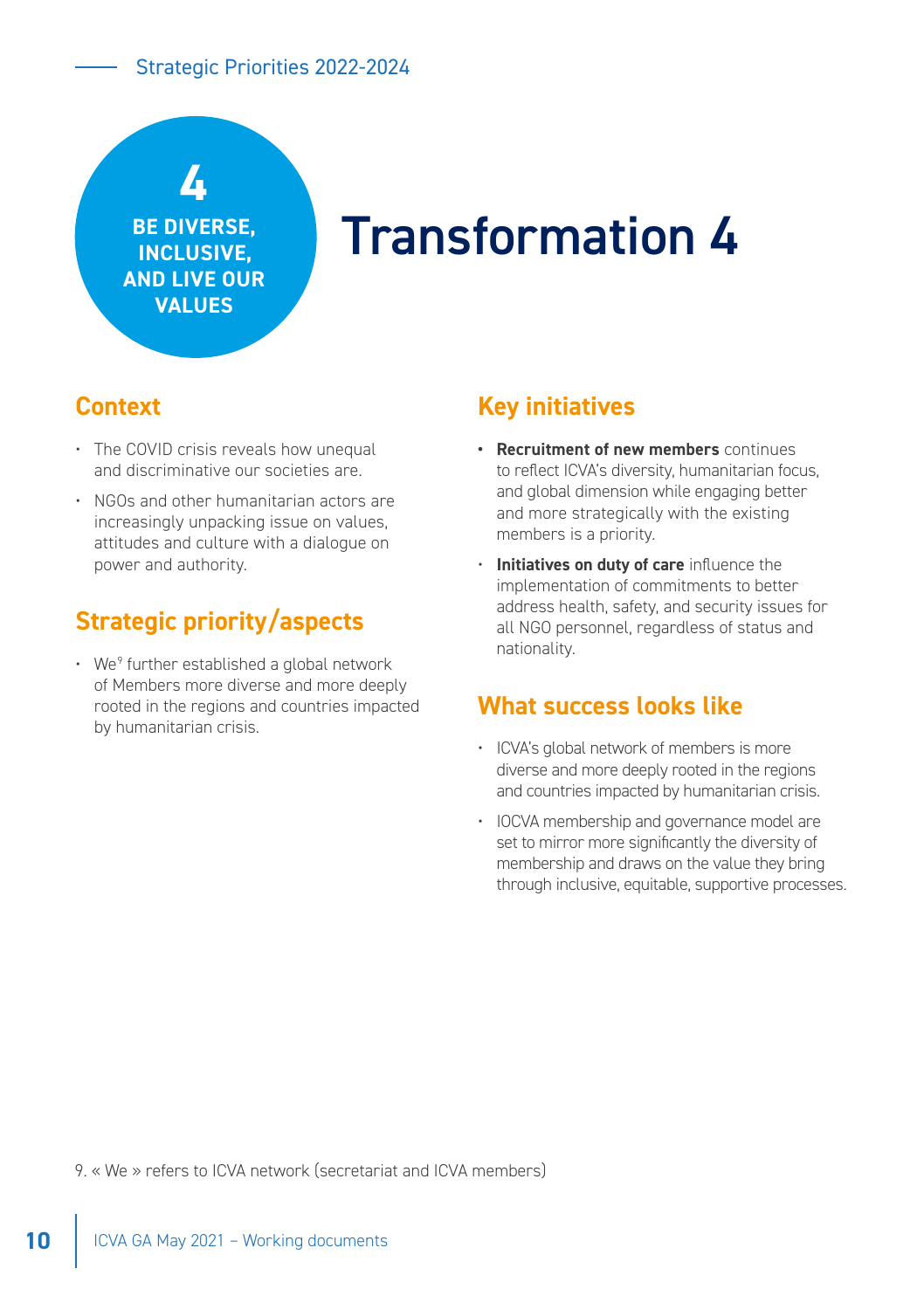4

**BE DIVERSE, INCLUSIVE, AND LIVE OUR VALUES**

# Transformation 4

## Context

- The COVID crisis reveals how unequal and discriminative our societies are.
- NGOs and other humanitarian actors are increasingly unpacking issue on values, attitudes and culture with a dialogue on power and authority.

## Strategic priority/aspects

- We[9] further established a global network of Members more diverse and more deeply rooted in the regions and countries impacted by humanitarian crisis.

## Key initiatives

- **Recruitment of new members** continues to reflect ICVA's diversity, humanitarian focus, and global dimension while engaging better and more strategically with the existing members is a priority.
- **Initiatives on duty of care** influence the implementation of commitments to better address health, safety, and security issues for all NGO personnel, regardless of status and nationality.

## What success looks like

- ICVA's global network of members is more diverse and more deeply rooted in the regions and countries impacted by humanitarian crisis.
- IOCVA membership and governance model are set to mirror more significantly the diversity of membership and draws on the value they bring through inclusive, equitable, supportive processes.

9. « We » refers to ICVA network (secretariat and ICVA members)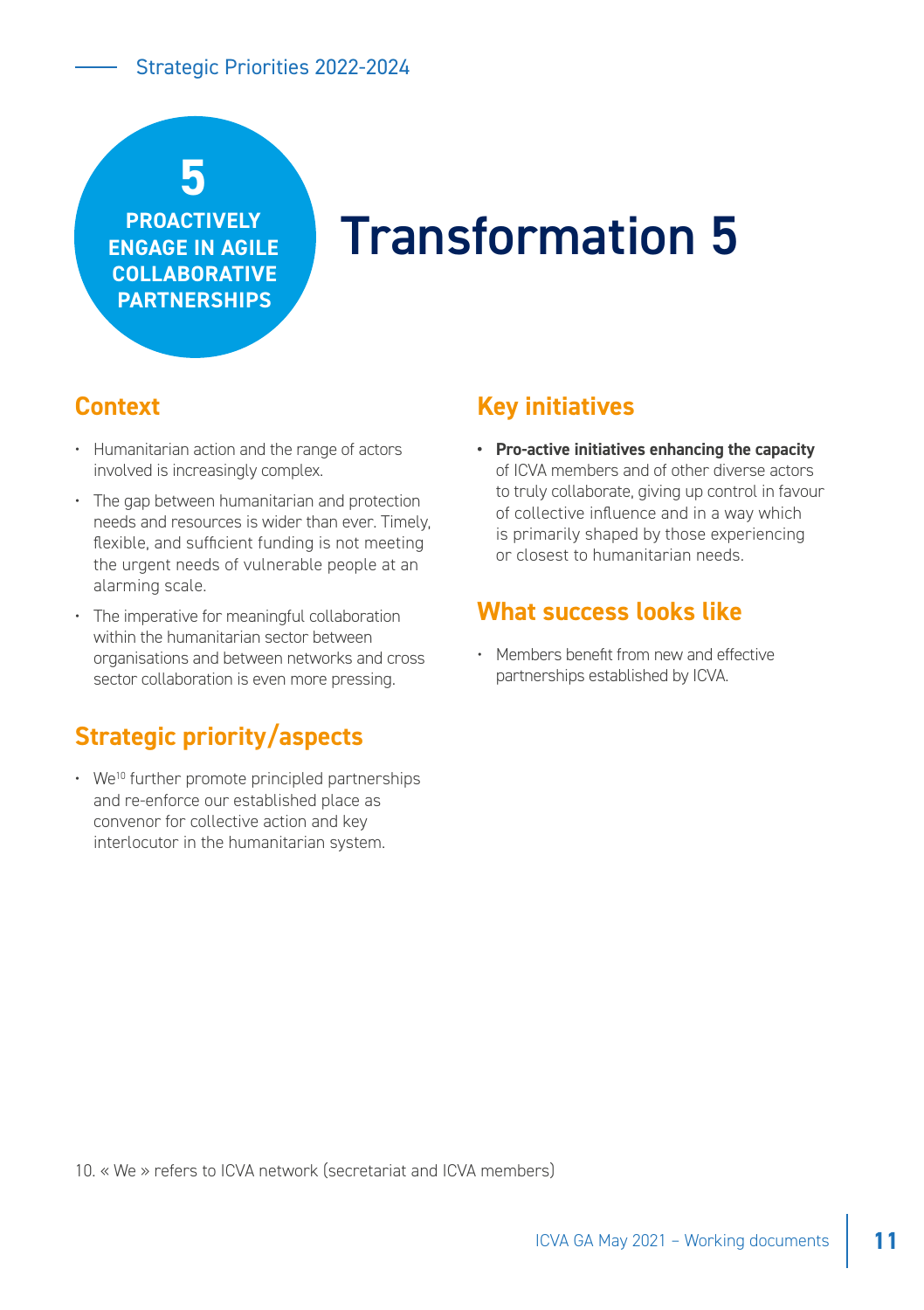**5**

**PROACTIVELY ENGAGE IN AGILE COLLABORATIVE PARTNERSHIPS**

# Transformation 5

## Context

- Humanitarian action and the range of actors involved is increasingly complex.
- The gap between humanitarian and protection needs and resources is wider than ever. Timely, flexible, and sufficient funding is not meeting the urgent needs of vulnerable people at an alarming scale.
- The imperative for meaningful collaboration within the humanitarian sector between organisations and between networks and cross sector collaboration is even more pressing.

## Strategic priority/aspects

- We[10] further promote principled partnerships and re-enforce our established place as convenor for collective action and key interlocutor in the humanitarian system.

## Key initiatives

- **Pro-active initiatives enhancing the capacity** of ICVA members and of other diverse actors to truly collaborate, giving up control in favour of collective influence and in a way which is primarily shaped by those experiencing or closest to humanitarian needs.

## What success looks like

- Members benefit from new and effective partnerships established by ICVA.

10. « We » refers to ICVA network (secretariat and ICVA members)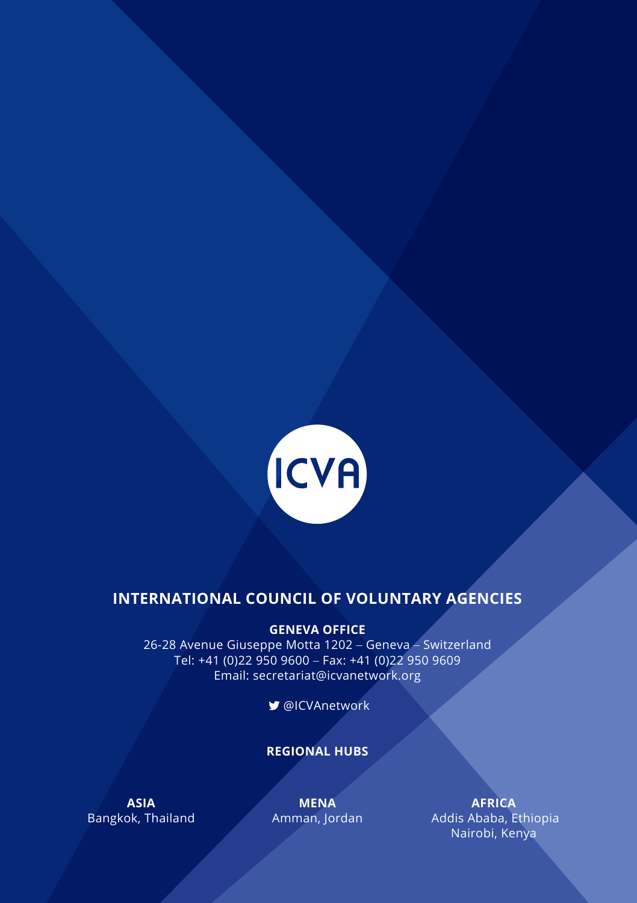ICVA

## INTERNATIONAL COUNCIL OF VOLUNTARY AGENCIES

**GENEVA OFFICE**

26-28 Avenue Giuseppe Motta 1202 – Geneva – Switzerland
Tel: +41 (0)22 950 9600 – Fax: +41 (0)22 950 9609
Email: secretariat@icvanetwork.org

@ICVAnetwork

**REGIONAL HUBS**

**ASIA**
Bangkok, Thailand

**MENA**
Amman, Jordan

**AFRICA**
Addis Ababa, Ethiopia
Nairobi, Kenya